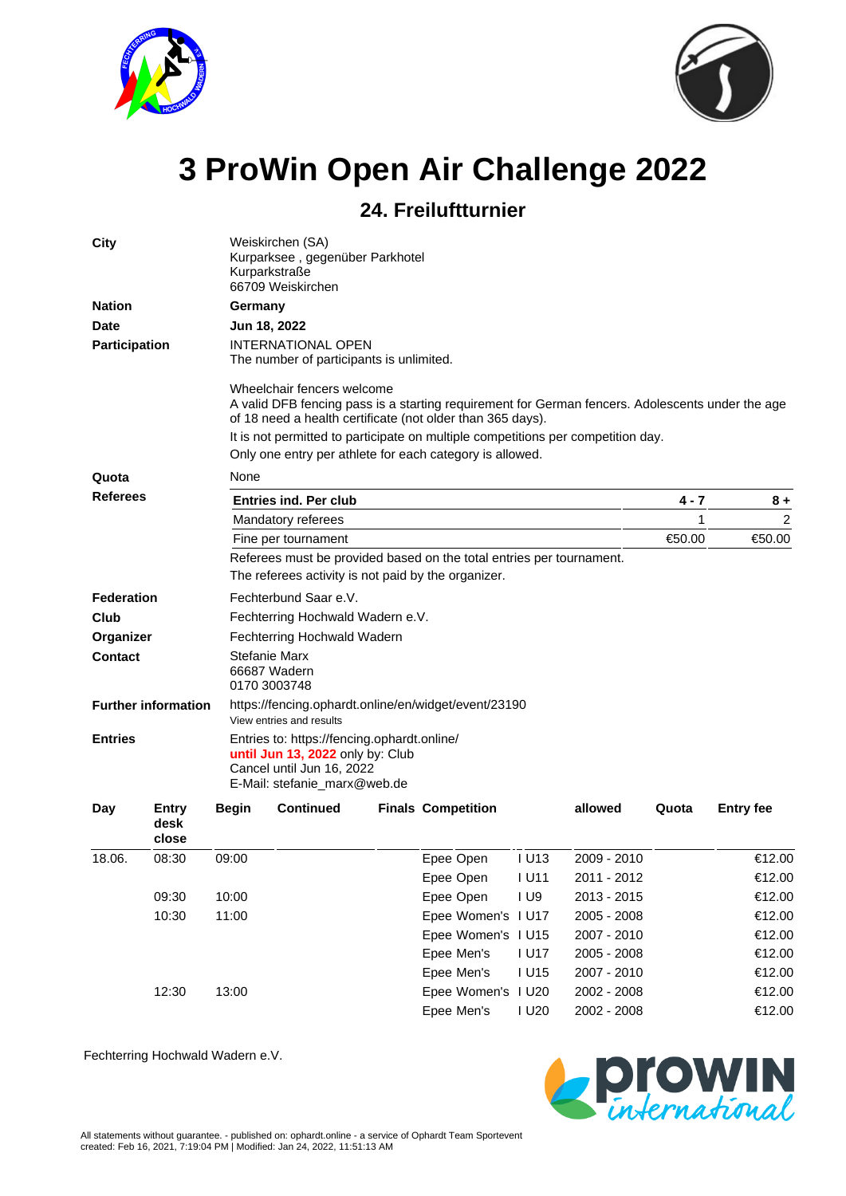# 3 ProWin Open Air Challenge 2022

## 24. Freiluftturnier

**City**
Weiskirchen (SA)
Kurparksee , gegenüber Parkhotel
Kurparkstraße
66709 Weiskirchen

**Nation**
**Germany**

**Date**
**Jun 18, 2022**

**Participation**
INTERNATIONAL OPEN
The number of participants is unlimited.

Wheelchair fencers welcome
A valid DFB fencing pass is a starting requirement for German fencers. Adolescents under the age of 18 need a health certificate (not older than 365 days).

It is not permitted to participate on multiple competitions per competition day.

Only one entry per athlete for each category is allowed.

**Quota**
None

**Referees**

| Entries ind. Per club | 4 - 7 | 8 + |
|---|---|---|
| Mandatory referees | 1 | 2 |
| Fine per tournament | €50.00 | €50.00 |

Referees must be provided based on the total entries per tournament.
The referees activity is not paid by the organizer.

**Federation**
Fechterbund Saar e.V.

**Club**
Fechtering Hochwald Wadern e.V.

**Organizer**
Fechterring Hochwald Wadern

**Contact**
Stefanie Marx
66687 Wadern
0170 3003748

**Further information**
https://fencing.ophardt.online/en/widget/event/23190
View entries and results

**Entries**
Entries to: https://fencing.ophardt.online/
**until Jun 13, 2022** only by: Club
Cancel until Jun 16, 2022
E-Mail: stefanie_marx@web.de

| Day | Entry desk close | Begin | Continued | Finals | Competition | | allowed | Quota | Entry fee |
|---|---|---|---|---|---|---|---|---|---|
| 18.06. | 08:30 | 09:00 | | | Epee Open | I U13 | 2009 - 2010 | | €12.00 |
| | | | | | Epee Open | I U11 | 2011 - 2012 | | €12.00 |
| | 09:30 | 10:00 | | | Epee Open | I U9 | 2013 - 2015 | | €12.00 |
| | 10:30 | 11:00 | | | Epee Women's | I U17 | 2005 - 2008 | | €12.00 |
| | | | | | Epee Women's | I U15 | 2007 - 2010 | | €12.00 |
| | | | | | Epee Men's | I U17 | 2005 - 2008 | | €12.00 |
| | | | | | Epee Men's | I U15 | 2007 - 2010 | | €12.00 |
| | 12:30 | 13:00 | | | Epee Women's | I U20 | 2002 - 2008 | | €12.00 |
| | | | | | Epee Men's | I U20 | 2002 - 2008 | | €12.00 |

Fechterring Hochwald Wadern e.V.

All statements without guarantee. - published on: ophardt.online - a service of Ophardt Team Sportevent
created: Feb 16, 2021, 7:19:04 PM | Modified: Jan 24, 2022, 11:51:13 AM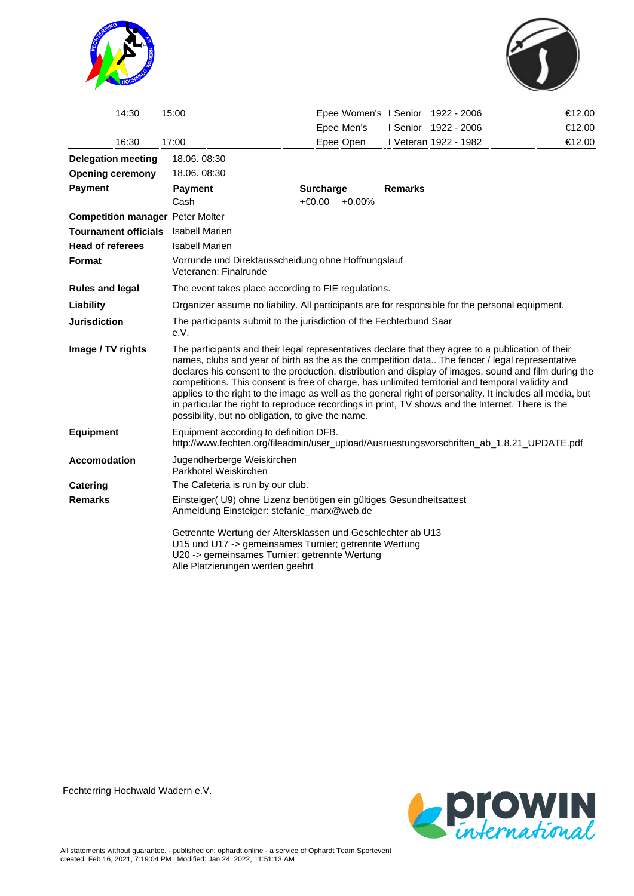| | | | | | |
|---|---|---|---|---|---|
| 14:30 | 15:00 | Epee Women's | I Senior | 1922 - 2006 | €12.00 |
| | | Epee Men's | I Senior | 1922 - 2006 | €12.00 |
| 16:30 | 17:00 | Epee Open | I Veteran | 1922 - 1982 | €12.00 |

| | | | |
|---|---|---|---|
| **Delegation meeting** | 18.06. 08:30 | | |
| **Opening ceremony** | 18.06. 08:30 | | |
| **Payment** | **Payment** | **Surcharge** | **Remarks** |
| | Cash | +€0.00 +0.00% | |
| **Competition manager** | Peter Molter | | |
| **Tournament officials** | Isabell Marien | | |
| **Head of referees** | Isabell Marien | | |
| **Format** | Vorrunde und Direktausscheidung ohne Hoffnungslauf<br>Veteranen: Finalrunde | | |
| **Rules and legal** | The event takes place according to FIE regulations. | | |
| **Liability** | Organizer assume no liability. All participants are for responsible for the personal equipment. | | |
| **Jurisdiction** | The participants submit to the jurisdiction of the Fechterbund Saar e.V. | | |
| **Image / TV rights** | The participants and their legal representatives declare that they agree to a publication of their names, clubs and year of birth as the as the competition data.. The fencer / legal representative declares his consent to the production, distribution and display of images, sound and film during the competitions. This consent is free of charge, has unlimited territorial and temporal validity and applies to the right to the image as well as the general right of personality. It includes all media, but in particular the right to reproduce recordings in print, TV shows and the Internet. There is the possibility, but no obligation, to give the name. | | |
| **Equipment** | Equipment according to definition DFB.<br>http://www.fechten.org/fileadmin/user_upload/Ausruestungsvorschriften_ab_1.8.21_UPDATE.pdf | | |
| **Accomodation** | Jugendherberge Weiskirchen<br>Parkhotel Weiskirchen | | |
| **Catering** | The Cafeteria is run by our club. | | |
| **Remarks** | Einsteiger( U9) ohne Lizenz benötigen ein gültiges Gesundheitsattest<br>Anmeldung Einsteiger: stefanie_marx@web.de<br><br>Getrennte Wertung der Altersklassen und Geschlechter ab U13<br>U15 und U17 -> gemeinsames Turnier; getrennte Wertung<br>U20 -> gemeinsames Turnier; getrennte Wertung<br>Alle Platzierungen werden geehrt | | |

Fechterring Hochwald Wadern e.V.

All statements without guarantee. - published on: ophardt.online - a service of Ophardt Team Sportevent
created: Feb 16, 2021, 7:19:04 PM | Modified: Jan 24, 2022, 11:51:13 AM